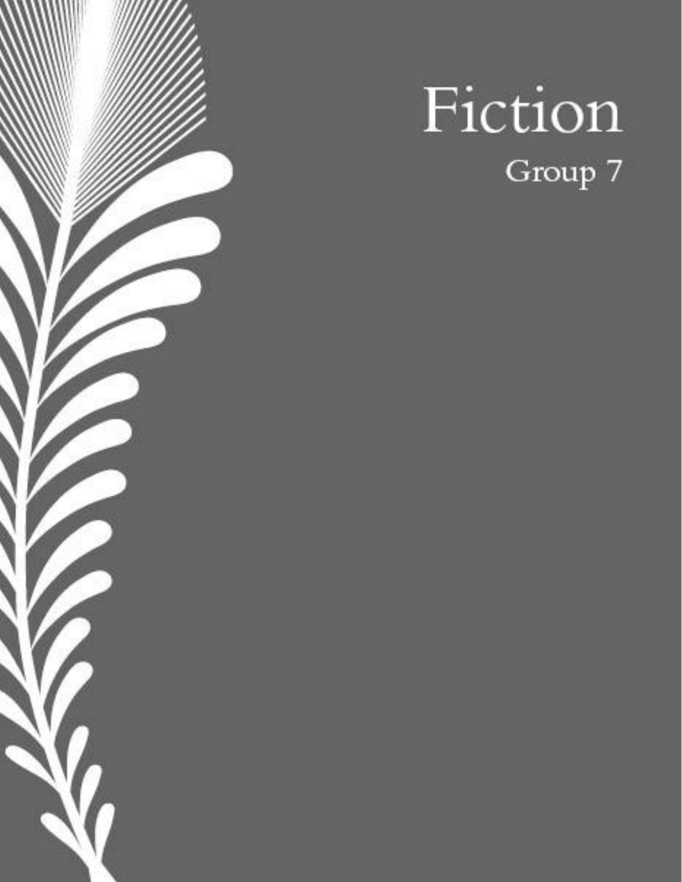# Fiction

Group 7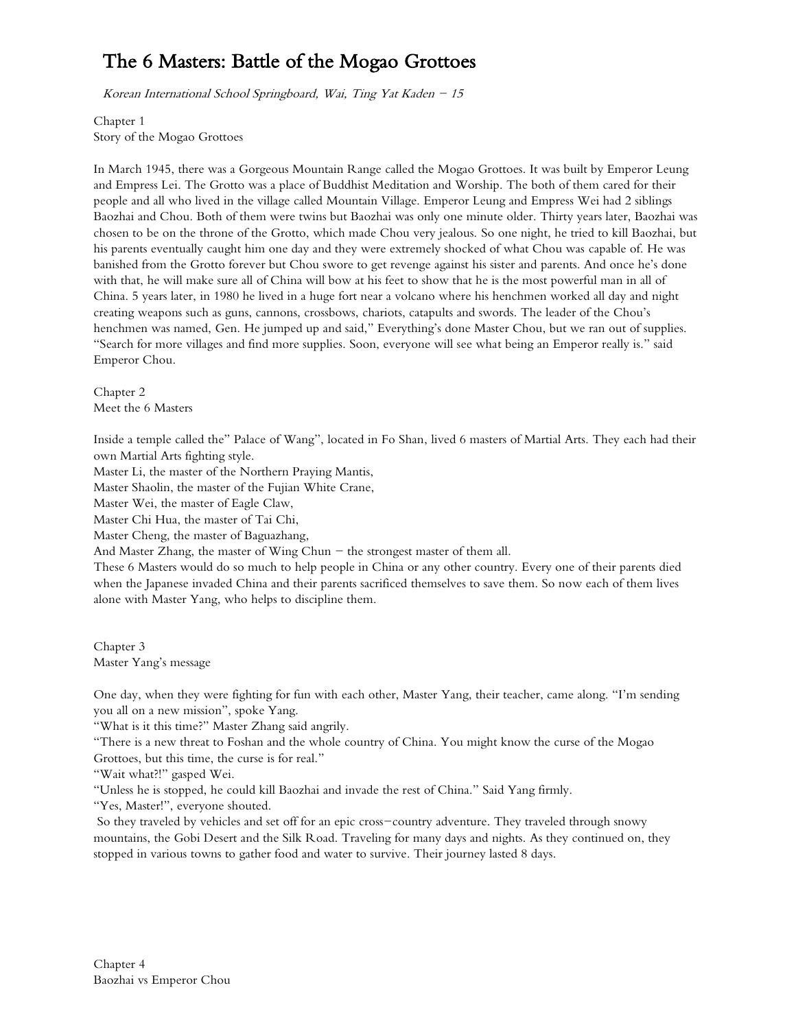# The 6 Masters: Battle of the Mogao Grottoes

*Korean International School Springboard, Wai, Ting Yat Kaden – 15*

Chapter 1
Story of the Mogao Grottoes

In March 1945, there was a Gorgeous Mountain Range called the Mogao Grottoes. It was built by Emperor Leung and Empress Lei. The Grotto was a place of Buddhist Meditation and Worship. The both of them cared for their people and all who lived in the village called Mountain Village. Emperor Leung and Empress Wei had 2 siblings Baozhai and Chou. Both of them were twins but Baozhai was only one minute older. Thirty years later, Baozhai was chosen to be on the throne of the Grotto, which made Chou very jealous. So one night, he tried to kill Baozhai, but his parents eventually caught him one day and they were extremely shocked of what Chou was capable of. He was banished from the Grotto forever but Chou swore to get revenge against his sister and parents. And once he's done with that, he will make sure all of China will bow at his feet to show that he is the most powerful man in all of China. 5 years later, in 1980 he lived in a huge fort near a volcano where his henchmen worked all day and night creating weapons such as guns, cannons, crossbows, chariots, catapults and swords. The leader of the Chou's henchmen was named, Gen. He jumped up and said," Everything's done Master Chou, but we ran out of supplies. "Search for more villages and find more supplies. Soon, everyone will see what being an Emperor really is." said Emperor Chou.

Chapter 2
Meet the 6 Masters

Inside a temple called the" Palace of Wang", located in Fo Shan, lived 6 masters of Martial Arts. They each had their own Martial Arts fighting style.
Master Li, the master of the Northern Praying Mantis,
Master Shaolin, the master of the Fujian White Crane,
Master Wei, the master of Eagle Claw,
Master Chi Hua, the master of Tai Chi,
Master Cheng, the master of Baguazhang,
And Master Zhang, the master of Wing Chun – the strongest master of them all.
These 6 Masters would do so much to help people in China or any other country. Every one of their parents died when the Japanese invaded China and their parents sacrificed themselves to save them. So now each of them lives alone with Master Yang, who helps to discipline them.

Chapter 3
Master Yang's message

One day, when they were fighting for fun with each other, Master Yang, their teacher, came along. "I'm sending you all on a new mission", spoke Yang.
"What is it this time?" Master Zhang said angrily.
"There is a new threat to Foshan and the whole country of China. You might know the curse of the Mogao Grottoes, but this time, the curse is for real."
"Wait what?!" gasped Wei.
"Unless he is stopped, he could kill Baozhai and invade the rest of China." Said Yang firmly.
"Yes, Master!", everyone shouted.
So they traveled by vehicles and set off for an epic cross-country adventure. They traveled through snowy mountains, the Gobi Desert and the Silk Road. Traveling for many days and nights. As they continued on, they stopped in various towns to gather food and water to survive. Their journey lasted 8 days.

Chapter 4
Baozhai vs Emperor Chou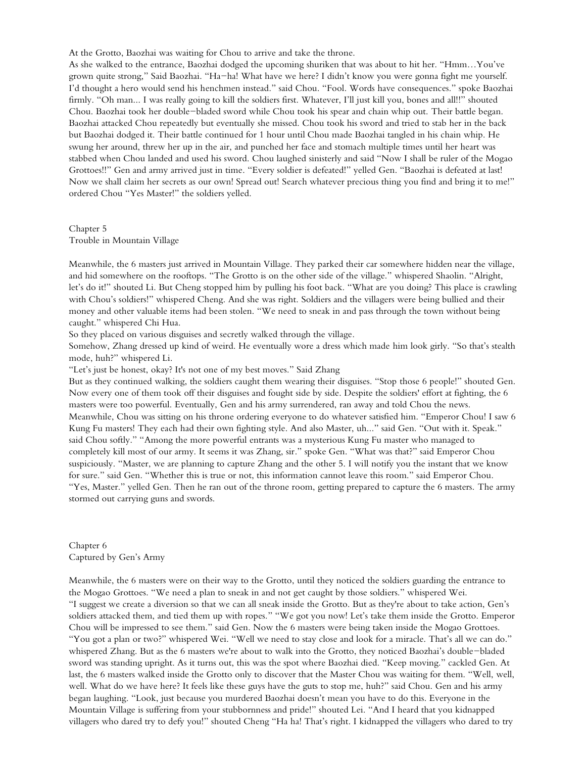At the Grotto, Baozhai was waiting for Chou to arrive and take the throne.
As she walked to the entrance, Baozhai dodged the upcoming shuriken that was about to hit her. "Hmm…You've grown quite strong," Said Baozhai. "Ha-ha! What have we here? I didn't know you were gonna fight me yourself. I'd thought a hero would send his henchmen instead." said Chou. "Fool. Words have consequences." spoke Baozhai firmly. "Oh man... I was really going to kill the soldiers first. Whatever, I'll just kill you, bones and all!!" shouted Chou. Baozhai took her double-bladed sword while Chou took his spear and chain whip out. Their battle began. Baozhai attacked Chou repeatedly but eventually she missed. Chou took his sword and tried to stab her in the back but Baozhai dodged it. Their battle continued for 1 hour until Chou made Baozhai tangled in his chain whip. He swung her around, threw her up in the air, and punched her face and stomach multiple times until her heart was stabbed when Chou landed and used his sword. Chou laughed sinisterly and said "Now I shall be ruler of the Mogao Grottoes!!" Gen and army arrived just in time. "Every soldier is defeated!" yelled Gen. "Baozhai is defeated at last! Now we shall claim her secrets as our own! Spread out! Search whatever precious thing you find and bring it to me!" ordered Chou "Yes Master!" the soldiers yelled.

## Chapter 5
## Trouble in Mountain Village

Meanwhile, the 6 masters just arrived in Mountain Village. They parked their car somewhere hidden near the village, and hid somewhere on the rooftops. "The Grotto is on the other side of the village." whispered Shaolin. "Alright, let's do it!" shouted Li. But Cheng stopped him by pulling his foot back. "What are you doing? This place is crawling with Chou's soldiers!" whispered Cheng. And she was right. Soldiers and the villagers were being bullied and their money and other valuable items had been stolen. "We need to sneak in and pass through the town without being caught." whispered Chi Hua.
So they placed on various disguises and secretly walked through the village.
Somehow, Zhang dressed up kind of weird. He eventually wore a dress which made him look girly. "So that's stealth mode, huh?" whispered Li.
"Let's just be honest, okay? It's not one of my best moves." Said Zhang
But as they continued walking, the soldiers caught them wearing their disguises. "Stop those 6 people!" shouted Gen. Now every one of them took off their disguises and fought side by side. Despite the soldiers' effort at fighting, the 6 masters were too powerful. Eventually, Gen and his army surrendered, ran away and told Chou the news.
Meanwhile, Chou was sitting on his throne ordering everyone to do whatever satisfied him. "Emperor Chou! I saw 6 Kung Fu masters! They each had their own fighting style. And also Master, uh..." said Gen. "Out with it. Speak." said Chou softly." "Among the more powerful entrants was a mysterious Kung Fu master who managed to completely kill most of our army. It seems it was Zhang, sir." spoke Gen. "What was that?" said Emperor Chou suspiciously. "Master, we are planning to capture Zhang and the other 5. I will notify you the instant that we know for sure." said Gen. "Whether this is true or not, this information cannot leave this room." said Emperor Chou. "Yes, Master." yelled Gen. Then he ran out of the throne room, getting prepared to capture the 6 masters. The army stormed out carrying guns and swords.

## Chapter 6
## Captured by Gen's Army

Meanwhile, the 6 masters were on their way to the Grotto, until they noticed the soldiers guarding the entrance to the Mogao Grottoes. "We need a plan to sneak in and not get caught by those soldiers." whispered Wei.
"I suggest we create a diversion so that we can all sneak inside the Grotto. But as they're about to take action, Gen's soldiers attacked them, and tied them up with ropes." "We got you now! Let's take them inside the Grotto. Emperor Chou will be impressed to see them." said Gen. Now the 6 masters were being taken inside the Mogao Grottoes. "You got a plan or two?" whispered Wei. "Well we need to stay close and look for a miracle. That's all we can do." whispered Zhang. But as the 6 masters we're about to walk into the Grotto, they noticed Baozhai's double-bladed sword was standing upright. As it turns out, this was the spot where Baozhai died. "Keep moving." cackled Gen. At last, the 6 masters walked inside the Grotto only to discover that the Master Chou was waiting for them. "Well, well, well. What do we have here? It feels like these guys have the guts to stop me, huh?" said Chou. Gen and his army began laughing. "Look, just because you murdered Baozhai doesn't mean you have to do this. Everyone in the Mountain Village is suffering from your stubbornness and pride!" shouted Lei. "And I heard that you kidnapped villagers who dared try to defy you!" shouted Cheng "Ha ha! That's right. I kidnapped the villagers who dared to try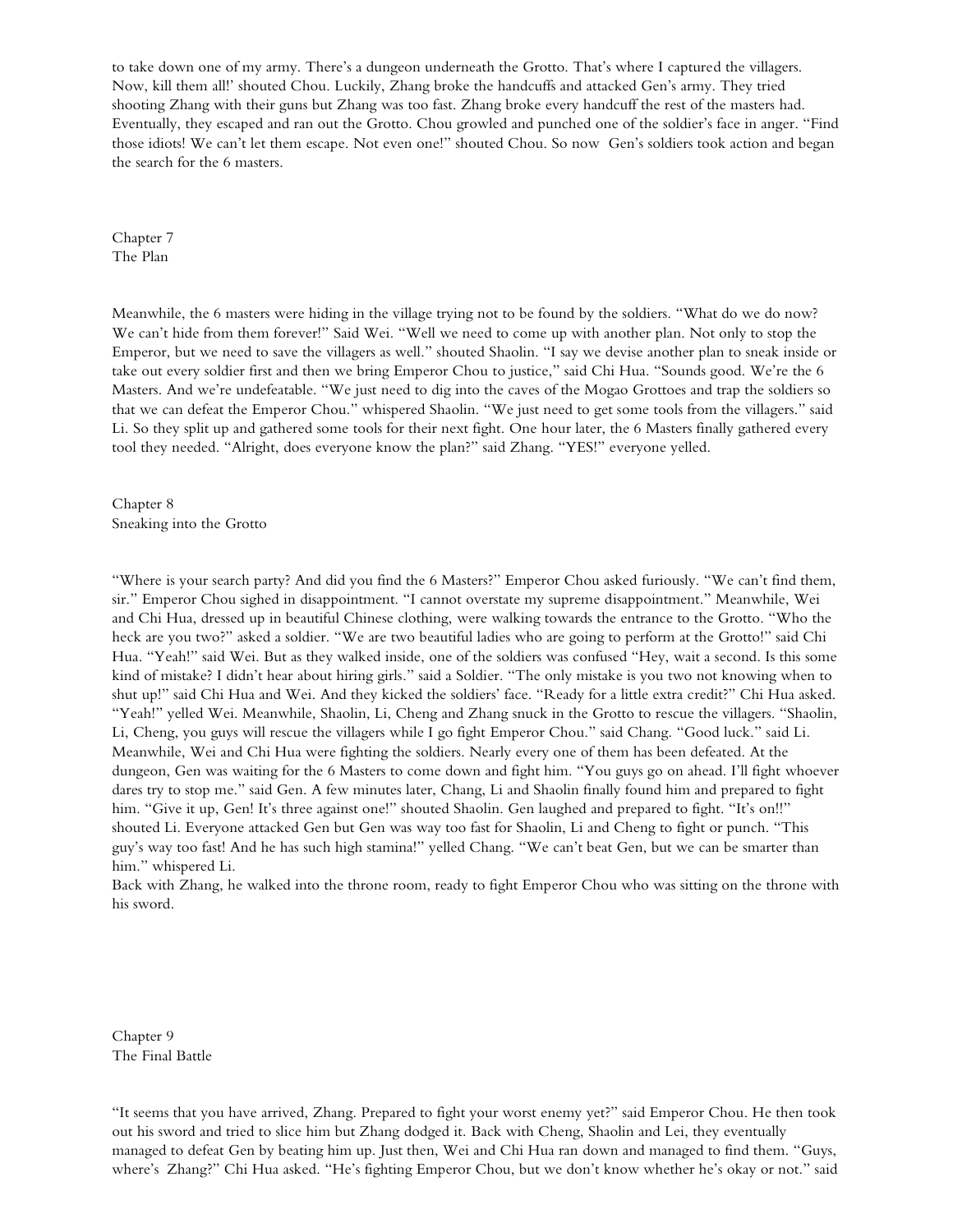to take down one of my army. There's a dungeon underneath the Grotto. That's where I captured the villagers. Now, kill them all!' shouted Chou. Luckily, Zhang broke the handcuffs and attacked Gen's army. They tried shooting Zhang with their guns but Zhang was too fast. Zhang broke every handcuff the rest of the masters had. Eventually, they escaped and ran out the Grotto. Chou growled and punched one of the soldier's face in anger. "Find those idiots! We can't let them escape. Not even one!" shouted Chou. So now Gen's soldiers took action and began the search for the 6 masters.

## Chapter 7
## The Plan

Meanwhile, the 6 masters were hiding in the village trying not to be found by the soldiers. "What do we do now? We can't hide from them forever!" Said Wei. "Well we need to come up with another plan. Not only to stop the Emperor, but we need to save the villagers as well." shouted Shaolin. "I say we devise another plan to sneak inside or take out every soldier first and then we bring Emperor Chou to justice," said Chi Hua. "Sounds good. We're the 6 Masters. And we're undefeatable. "We just need to dig into the caves of the Mogao Grottoes and trap the soldiers so that we can defeat the Emperor Chou." whispered Shaolin. "We just need to get some tools from the villagers." said Li. So they split up and gathered some tools for their next fight. One hour later, the 6 Masters finally gathered every tool they needed. "Alright, does everyone know the plan?" said Zhang. "YES!" everyone yelled.

## Chapter 8
## Sneaking into the Grotto

"Where is your search party? And did you find the 6 Masters?" Emperor Chou asked furiously. "We can't find them, sir." Emperor Chou sighed in disappointment. "I cannot overstate my supreme disappointment." Meanwhile, Wei and Chi Hua, dressed up in beautiful Chinese clothing, were walking towards the entrance to the Grotto. "Who the heck are you two?" asked a soldier. "We are two beautiful ladies who are going to perform at the Grotto!" said Chi Hua. "Yeah!" said Wei. But as they walked inside, one of the soldiers was confused "Hey, wait a second. Is this some kind of mistake? I didn't hear about hiring girls." said a Soldier. "The only mistake is you two not knowing when to shut up!" said Chi Hua and Wei. And they kicked the soldiers' face. "Ready for a little extra credit?" Chi Hua asked. "Yeah!" yelled Wei. Meanwhile, Shaolin, Li, Cheng and Zhang snuck in the Grotto to rescue the villagers. "Shaolin, Li, Cheng, you guys will rescue the villagers while I go fight Emperor Chou." said Chang. "Good luck." said Li. Meanwhile, Wei and Chi Hua were fighting the soldiers. Nearly every one of them has been defeated. At the dungeon, Gen was waiting for the 6 Masters to come down and fight him. "You guys go on ahead. I'll fight whoever dares try to stop me." said Gen. A few minutes later, Chang, Li and Shaolin finally found him and prepared to fight him. "Give it up, Gen! It's three against one!" shouted Shaolin. Gen laughed and prepared to fight. "It's on!!" shouted Li. Everyone attacked Gen but Gen was way too fast for Shaolin, Li and Cheng to fight or punch. "This guy's way too fast! And he has such high stamina!" yelled Chang. "We can't beat Gen, but we can be smarter than him." whispered Li.

Back with Zhang, he walked into the throne room, ready to fight Emperor Chou who was sitting on the throne with his sword.

## Chapter 9
## The Final Battle

"It seems that you have arrived, Zhang. Prepared to fight your worst enemy yet?" said Emperor Chou. He then took out his sword and tried to slice him but Zhang dodged it. Back with Cheng, Shaolin and Lei, they eventually managed to defeat Gen by beating him up. Just then, Wei and Chi Hua ran down and managed to find them. "Guys, where's Zhang?" Chi Hua asked. "He's fighting Emperor Chou, but we don't know whether he's okay or not." said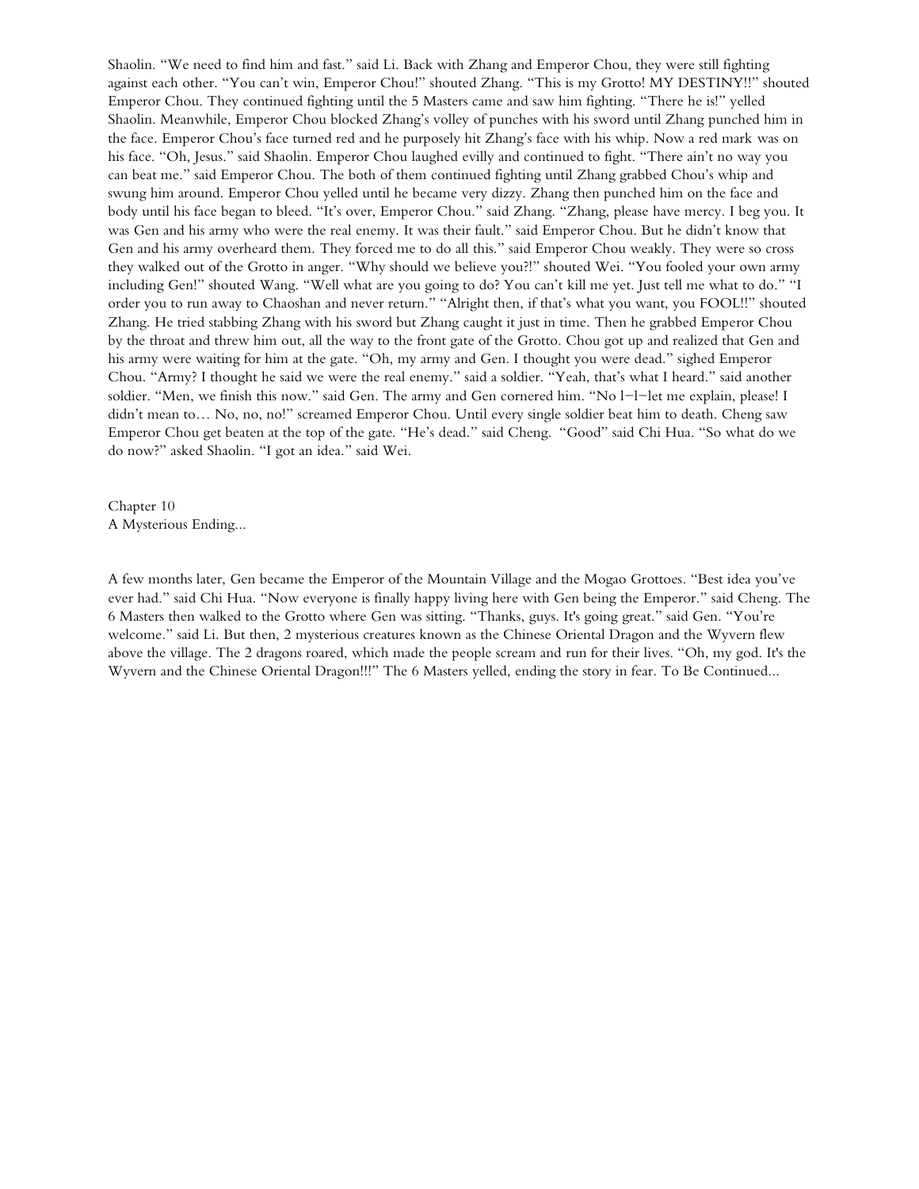Shaolin. "We need to find him and fast." said Li. Back with Zhang and Emperor Chou, they were still fighting against each other. "You can't win, Emperor Chou!" shouted Zhang. "This is my Grotto! MY DESTINY!!" shouted Emperor Chou. They continued fighting until the 5 Masters came and saw him fighting. "There he is!" yelled Shaolin. Meanwhile, Emperor Chou blocked Zhang's volley of punches with his sword until Zhang punched him in the face. Emperor Chou's face turned red and he purposely hit Zhang's face with his whip. Now a red mark was on his face. "Oh, Jesus." said Shaolin. Emperor Chou laughed evilly and continued to fight. "There ain't no way you can beat me." said Emperor Chou. The both of them continued fighting until Zhang grabbed Chou's whip and swung him around. Emperor Chou yelled until he became very dizzy. Zhang then punched him on the face and body until his face began to bleed. "It's over, Emperor Chou." said Zhang. "Zhang, please have mercy. I beg you. It was Gen and his army who were the real enemy. It was their fault." said Emperor Chou. But he didn't know that Gen and his army overheard them. They forced me to do all this." said Emperor Chou weakly. They were so cross they walked out of the Grotto in anger. "Why should we believe you?!" shouted Wei. "You fooled your own army including Gen!" shouted Wang. "Well what are you going to do? You can't kill me yet. Just tell me what to do." "I order you to run away to Chaoshan and never return." "Alright then, if that's what you want, you FOOL!!" shouted Zhang. He tried stabbing Zhang with his sword but Zhang caught it just in time. Then he grabbed Emperor Chou by the throat and threw him out, all the way to the front gate of the Grotto. Chou got up and realized that Gen and his army were waiting for him at the gate. "Oh, my army and Gen. I thought you were dead." sighed Emperor Chou. "Army? I thought he said we were the real enemy." said a soldier. "Yeah, that's what I heard." said another soldier. "Men, we finish this now." said Gen. The army and Gen cornered him. "No l—l—let me explain, please! I didn't mean to… No, no, no!" screamed Emperor Chou. Until every single soldier beat him to death. Cheng saw Emperor Chou get beaten at the top of the gate. "He's dead." said Cheng. "Good" said Chi Hua. "So what do we do now?" asked Shaolin. "I got an idea." said Wei.

## Chapter 10
## A Mysterious Ending...

A few months later, Gen became the Emperor of the Mountain Village and the Mogao Grottoes. "Best idea you've ever had." said Chi Hua. "Now everyone is finally happy living here with Gen being the Emperor." said Cheng. The 6 Masters then walked to the Grotto where Gen was sitting. "Thanks, guys. It's going great." said Gen. "You're welcome." said Li. But then, 2 mysterious creatures known as the Chinese Oriental Dragon and the Wyvern flew above the village. The 2 dragons roared, which made the people scream and run for their lives. "Oh, my god. It's the Wyvern and the Chinese Oriental Dragon!!!" The 6 Masters yelled, ending the story in fear. To Be Continued...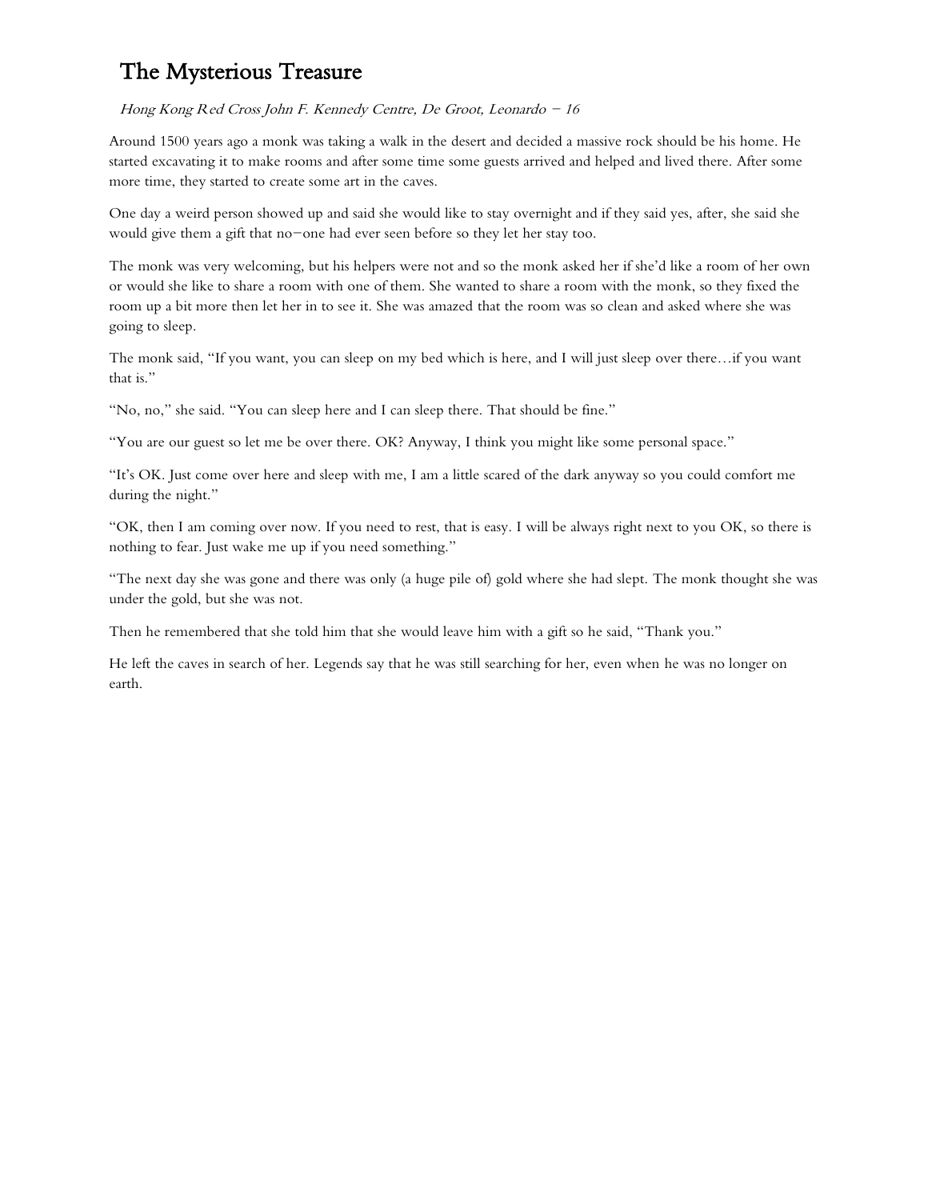# The Mysterious Treasure

*Hong Kong Red Cross John F. Kennedy Centre, De Groot, Leonardo – 16*

Around 1500 years ago a monk was taking a walk in the desert and decided a massive rock should be his home. He started excavating it to make rooms and after some time some guests arrived and helped and lived there. After some more time, they started to create some art in the caves.

One day a weird person showed up and said she would like to stay overnight and if they said yes, after, she said she would give them a gift that no–one had ever seen before so they let her stay too.

The monk was very welcoming, but his helpers were not and so the monk asked her if she'd like a room of her own or would she like to share a room with one of them. She wanted to share a room with the monk, so they fixed the room up a bit more then let her in to see it. She was amazed that the room was so clean and asked where she was going to sleep.

The monk said, "If you want, you can sleep on my bed which is here, and I will just sleep over there…if you want that is."

"No, no," she said. "You can sleep here and I can sleep there. That should be fine."

"You are our guest so let me be over there. OK? Anyway, I think you might like some personal space."

"It's OK. Just come over here and sleep with me, I am a little scared of the dark anyway so you could comfort me during the night."

"OK, then I am coming over now. If you need to rest, that is easy. I will be always right next to you OK, so there is nothing to fear. Just wake me up if you need something."

"The next day she was gone and there was only (a huge pile of) gold where she had slept. The monk thought she was under the gold, but she was not.

Then he remembered that she told him that she would leave him with a gift so he said, "Thank you."

He left the caves in search of her. Legends say that he was still searching for her, even when he was no longer on earth.